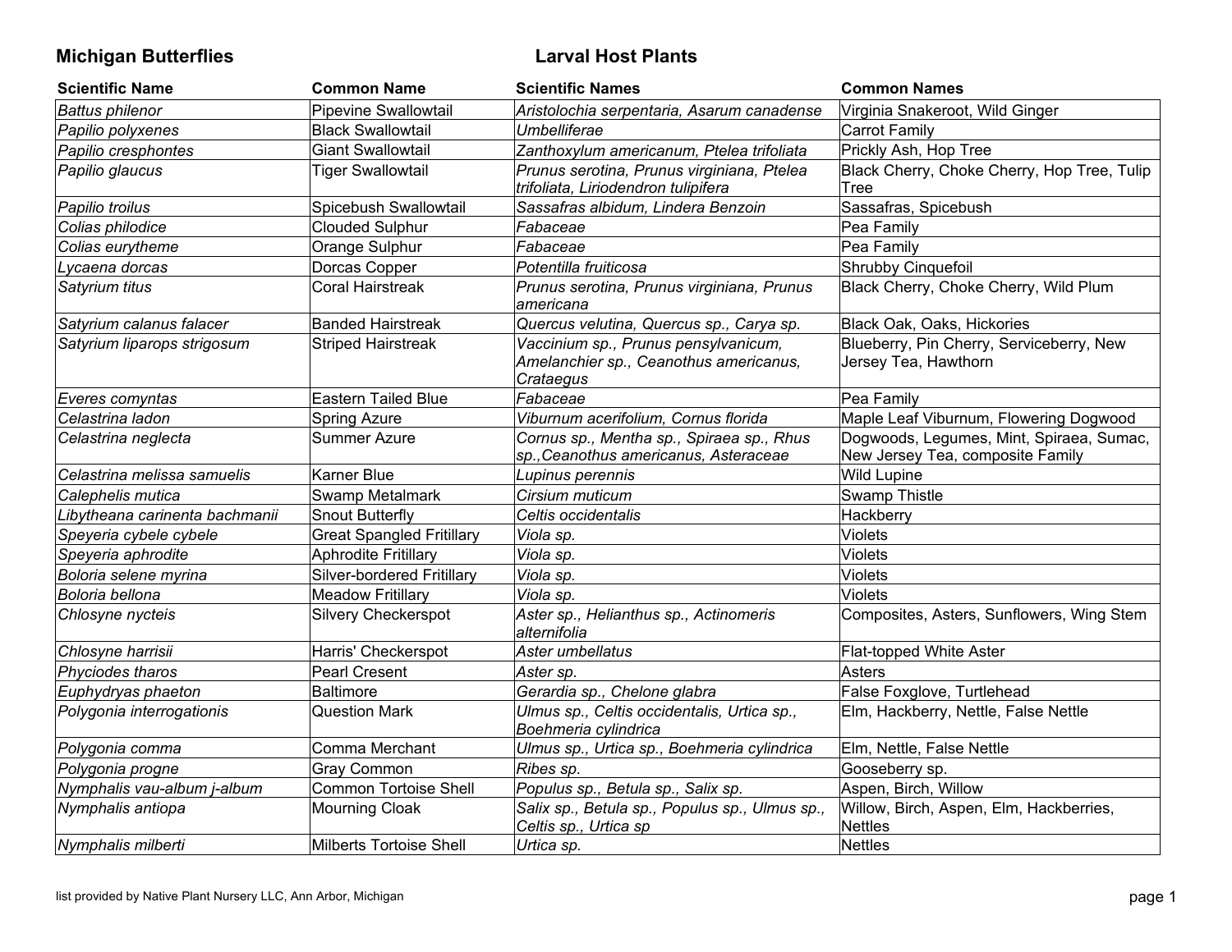**Michigan Butterflies** | **Larval Host Plants**

| Scientific Name | Common Name | Scientific Names | Common Names |
|---|---|---|---|
| *Battus philenor* | Pipevine Swallowtail | *Aristolochia serpentaria, Asarum canadense* | Virginia Snakeroot, Wild Ginger |
| *Papilio polyxenes* | Black Swallowtail | *Umbelliferae* | Carrot Family |
| *Papilio cresphontes* | Giant Swallowtail | *Zanthoxylum americanum, Ptelea trifoliata* | Prickly Ash, Hop Tree |
| *Papilio glaucus* | Tiger Swallowtail | *Prunus serotina, Prunus virginiana, Ptelea trifoliata, Liriodendron tulipifera* | Black Cherry, Choke Cherry, Hop Tree, Tulip Tree |
| *Papilio troilus* | Spicebush Swallowtail | *Sassafras albidum, Lindera Benzoin* | Sassafras, Spicebush |
| *Colias philodice* | Clouded Sulphur | *Fabaceae* | Pea Family |
| *Colias eurytheme* | Orange Sulphur | *Fabaceae* | Pea Family |
| *Lycaena dorcas* | Dorcas Copper | *Potentilla fruiticosa* | Shrubby Cinquefoil |
| *Satyrium titus* | Coral Hairstreak | *Prunus serotina, Prunus virginiana, Prunus americana* | Black Cherry, Choke Cherry, Wild Plum |
| *Satyrium calanus falacer* | Banded Hairstreak | *Quercus velutina, Quercus sp., Carya sp.* | Black Oak, Oaks, Hickories |
| *Satyrium liparops strigosum* | Striped Hairstreak | *Vaccinium sp., Prunus pensylvanicum, Amelanchier sp., Ceanothus americanus, Crataegus* | Blueberry, Pin Cherry, Serviceberry, New Jersey Tea, Hawthorn |
| *Everes comyntas* | Eastern Tailed Blue | *Fabaceae* | Pea Family |
| *Celastrina ladon* | Spring Azure | *Viburnum acerifolium, Cornus florida* | Maple Leaf Viburnum, Flowering Dogwood |
| *Celastrina neglecta* | Summer Azure | *Cornus sp., Mentha sp., Spiraea sp., Rhus sp.,Ceanothus americanus, Asteraceae* | Dogwoods, Legumes, Mint, Spiraea, Sumac, New Jersey Tea, composite Family |
| *Celastrina melissa samuelis* | Karner Blue | *Lupinus perennis* | Wild Lupine |
| *Calephelis mutica* | Swamp Metalmark | *Cirsium muticum* | Swamp Thistle |
| *Libytheana carinenta bachmanii* | Snout Butterfly | *Celtis occidentalis* | Hackberry |
| *Speyeria cybele cybele* | Great Spangled Fritillary | *Viola sp.* | Violets |
| *Speyeria aphrodite* | Aphrodite Fritillary | *Viola sp.* | Violets |
| *Boloria selene myrina* | Silver-bordered Fritillary | *Viola sp.* | Violets |
| *Boloria bellona* | Meadow Fritillary | *Viola sp.* | Violets |
| *Chlosyne nycteis* | Silvery Checkerspot | *Aster sp., Helianthus sp., Actinomeris alternifolia* | Composites, Asters, Sunflowers, Wing Stem |
| *Chlosyne harrisii* | Harris' Checkerspot | *Aster umbellatus* | Flat-topped White Aster |
| *Phyciodes tharos* | Pearl Cresent | *Aster sp.* | Asters |
| *Euphydryas phaeton* | Baltimore | *Gerardia sp., Chelone glabra* | False Foxglove, Turtlehead |
| *Polygonia interrogationis* | Question Mark | *Ulmus sp., Celtis occidentalis, Urtica sp., Boehmeria cylindrica* | Elm, Hackberry, Nettle, False Nettle |
| *Polygonia comma* | Comma Merchant | *Ulmus sp., Urtica sp., Boehmeria cylindrica* | Elm, Nettle, False Nettle |
| *Polygonia progne* | Gray Common | *Ribes sp.* | Gooseberry sp. |
| *Nymphalis vau-album j-album* | Common Tortoise Shell | *Populus sp., Betula sp., Salix sp.* | Aspen, Birch, Willow |
| *Nymphalis antiopa* | Mourning Cloak | *Salix sp., Betula sp., Populus sp., Ulmus sp., Celtis sp., Urtica sp* | Willow, Birch, Aspen, Elm, Hackberries, Nettles |
| *Nymphalis milberti* | Milberts Tortoise Shell | *Urtica sp.* | Nettles |

list provided by Native Plant Nursery LLC, Ann Arbor, Michigan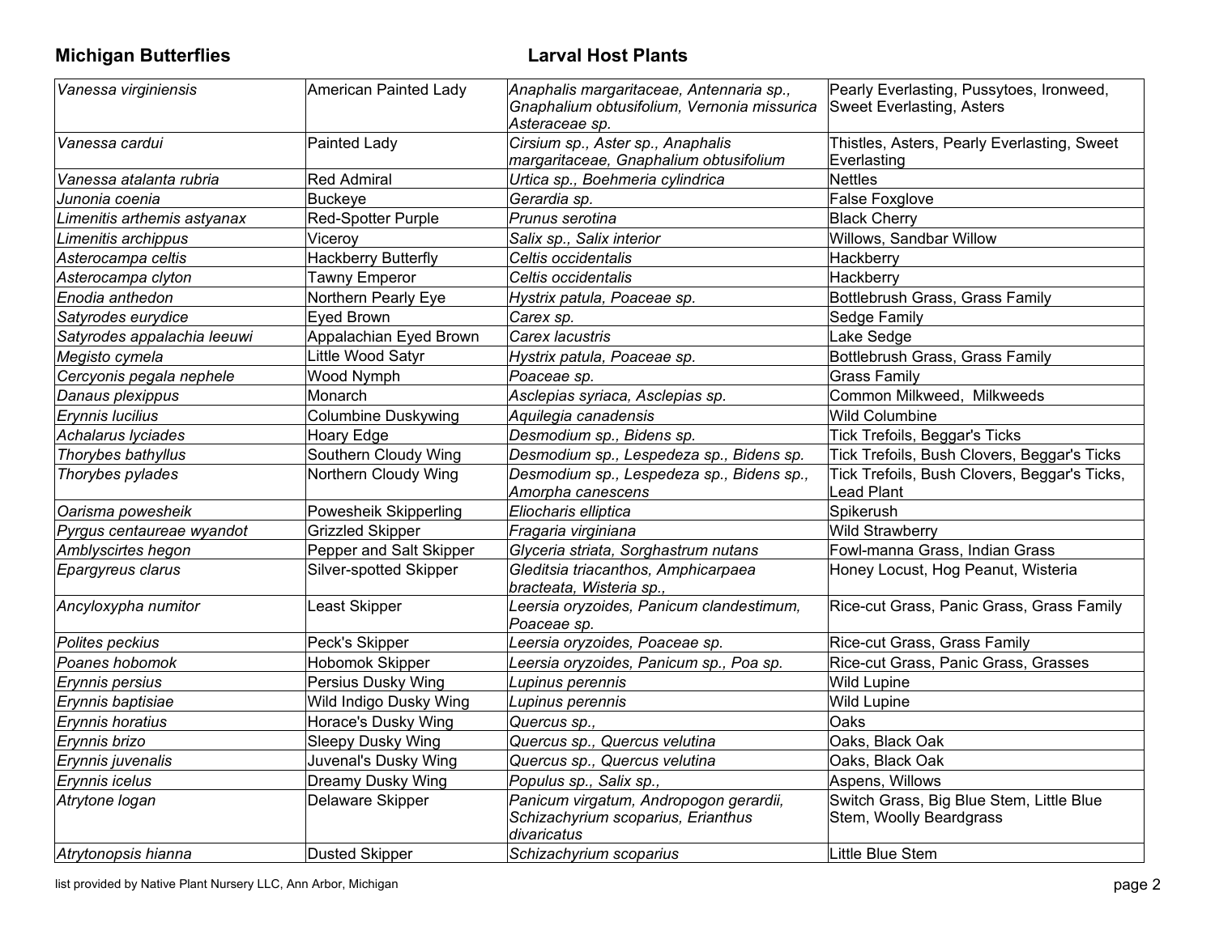**Michigan Butterflies** **Larval Host Plants**

| | | | |
|---|---|---|---|
| *Vanessa virginiensis* | American Painted Lady | *Anaphalis margaritaceae, Antennaria sp., Gnaphalium obtusifolium, Vernonia missurica Asteraceae sp.* | Pearly Everlasting, Pussytoes, Ironweed, Sweet Everlasting, Asters |
| *Vanessa cardui* | Painted Lady | *Cirsium sp., Aster sp., Anaphalis margaritaceae, Gnaphalium obtusifolium* | Thistles, Asters, Pearly Everlasting, Sweet Everlasting |
| *Vanessa atalanta rubria* | Red Admiral | *Urtica sp., Boehmeria cylindrica* | Nettles |
| *Junonia coenia* | Buckeye | *Gerardia sp.* | False Foxglove |
| *Limenitis arthemis astyanax* | Red-Spotter Purple | *Prunus serotina* | Black Cherry |
| *Limenitis archippus* | Viceroy | *Salix sp., Salix interior* | Willows, Sandbar Willow |
| *Asterocampa celtis* | Hackberry Butterfly | *Celtis occidentalis* | Hackberry |
| *Asterocampa clyton* | Tawny Emperor | *Celtis occidentalis* | Hackberry |
| *Enodia anthedon* | Northern Pearly Eye | *Hystrix patula, Poaceae sp.* | Bottlebrush Grass, Grass Family |
| *Satyrodes eurydice* | Eyed Brown | *Carex sp.* | Sedge Family |
| *Satyrodes appalachia leeuwi* | Appalachian Eyed Brown | *Carex lacustris* | Lake Sedge |
| *Megisto cymela* | Little Wood Satyr | *Hystrix patula, Poaceae sp.* | Bottlebrush Grass, Grass Family |
| *Cercyonis pegala nephele* | Wood Nymph | *Poaceae sp.* | Grass Family |
| *Danaus plexippus* | Monarch | *Asclepias syriaca, Asclepias sp.* | Common Milkweed, Milkweeds |
| *Erynnis lucilius* | Columbine Duskywing | *Aquilegia canadensis* | Wild Columbine |
| *Achalarus lyciades* | Hoary Edge | *Desmodium sp., Bidens sp.* | Tick Trefoils, Beggar's Ticks |
| *Thorybes bathyllus* | Southern Cloudy Wing | *Desmodium sp., Lespedeza sp., Bidens sp.* | Tick Trefoils, Bush Clovers, Beggar's Ticks |
| *Thorybes pylades* | Northern Cloudy Wing | *Desmodium sp., Lespedeza sp., Bidens sp., Amorpha canescens* | Tick Trefoils, Bush Clovers, Beggar's Ticks, Lead Plant |
| *Oarisma powesheik* | Powesheik Skipperling | *Eliocharis elliptica* | Spikerush |
| *Pyrgus centaureae wyandot* | Grizzled Skipper | *Fragaria virginiana* | Wild Strawberry |
| *Amblyscirtes hegon* | Pepper and Salt Skipper | *Glyceria striata, Sorghastrum nutans* | Fowl-manna Grass, Indian Grass |
| *Epargyreus clarus* | Silver-spotted Skipper | *Gleditsia triacanthos, Amphicarpaea bracteata, Wisteria sp.,* | Honey Locust, Hog Peanut, Wisteria |
| *Ancyloxypha numitor* | Least Skipper | *Leersia oryzoides, Panicum clandestimum, Poaceae sp.* | Rice-cut Grass, Panic Grass, Grass Family |
| *Polites peckius* | Peck's Skipper | *Leersia oryzoides, Poaceae sp.* | Rice-cut Grass, Grass Family |
| *Poanes hobomok* | Hobomok Skipper | *Leersia oryzoides, Panicum sp., Poa sp.* | Rice-cut Grass, Panic Grass, Grasses |
| *Erynnis persius* | Persius Dusky Wing | *Lupinus perennis* | Wild Lupine |
| *Erynnis baptisiae* | Wild Indigo Dusky Wing | *Lupinus perennis* | Wild Lupine |
| *Erynnis horatius* | Horace's Dusky Wing | *Quercus sp.,* | Oaks |
| *Erynnis brizo* | Sleepy Dusky Wing | *Quercus sp., Quercus velutina* | Oaks, Black Oak |
| *Erynnis juvenalis* | Juvenal's Dusky Wing | *Quercus sp., Quercus velutina* | Oaks, Black Oak |
| *Erynnis icelus* | Dreamy Dusky Wing | *Populus sp., Salix sp.,* | Aspens, Willows |
| *Atrytone logan* | Delaware Skipper | *Panicum virgatum, Andropogon gerardii, Schizachyrium scoparius, Erianthus divaricatus* | Switch Grass, Big Blue Stem, Little Blue Stem, Woolly Beardgrass |
| *Atrytonopsis hianna* | Dusted Skipper | *Schizachyrium scoparius* | Little Blue Stem |

list provided by Native Plant Nursery LLC, Ann Arbor, Michigan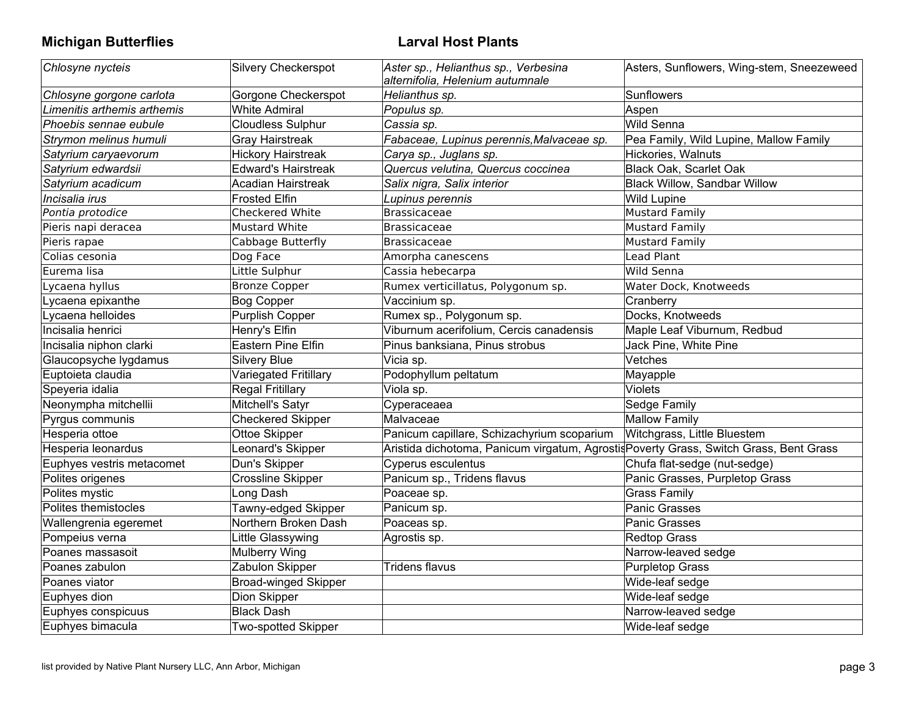**Michigan Butterflies** **Larval Host Plants**

| | | | |
|---|---|---|---|
| *Chlosyne nycteis* | Silvery Checkerspot | *Aster sp., Helianthus sp., Verbesina alternifolia, Helenium autumnale* | Asters, Sunflowers, Wing-stem, Sneezeweed |
| *Chlosyne gorgone carlota* | Gorgone Checkerspot | *Helianthus sp.* | Sunflowers |
| *Limenitis arthemis arthemis* | White Admiral | *Populus sp.* | Aspen |
| *Phoebis sennae eubule* | Cloudless Sulphur | *Cassia sp.* | Wild Senna |
| *Strymon melinus humuli* | Gray Hairstreak | *Fabaceae, Lupinus perennis,Malvaceae sp.* | Pea Family, Wild Lupine, Mallow Family |
| *Satyrium caryaevorum* | Hickory Hairstreak | *Carya sp., Juglans sp.* | Hickories, Walnuts |
| *Satyrium edwardsii* | Edward's Hairstreak | *Quercus velutina, Quercus coccinea* | Black Oak, Scarlet Oak |
| *Satyrium acadicum* | Acadian Hairstreak | *Salix nigra, Salix interior* | Black Willow, Sandbar Willow |
| *Incisalia irus* | Frosted Elfin | *Lupinus perennis* | Wild Lupine |
| *Pontia protodice* | Checkered White | Brassicaceae | Mustard Family |
| Pieris napi deracea | Mustard White | Brassicaceae | Mustard Family |
| Pieris rapae | Cabbage Butterfly | Brassicaceae | Mustard Family |
| Colias cesonia | Dog Face | Amorpha canescens | Lead Plant |
| Eurema lisa | Little Sulphur | Cassia hebecarpa | Wild Senna |
| Lycaena hyllus | Bronze Copper | Rumex verticillatus, Polygonum sp. | Water Dock, Knotweeds |
| Lycaena epixanthe | Bog Copper | Vaccinium sp. | Cranberry |
| Lycaena helloides | Purplish Copper | Rumex sp., Polygonum sp. | Docks, Knotweeds |
| Incisalia henrici | Henry's Elfin | Viburnum acerifolium, Cercis canadensis | Maple Leaf Viburnum, Redbud |
| Incisalia niphon clarki | Eastern Pine Elfin | Pinus banksiana, Pinus strobus | Jack Pine, White Pine |
| Glaucopsyche lygdamus | Silvery Blue | Vicia sp. | Vetches |
| Euptoieta claudia | Variegated Fritillary | Podophyllum peltatum | Mayapple |
| Speyeria idalia | Regal Fritillary | Viola sp. | Violets |
| Neonympha mitchellii | Mitchell's Satyr | Cyperaceaea | Sedge Family |
| Pyrgus communis | Checkered Skipper | Malvaceae | Mallow Family |
| Hesperia ottoe | Ottoe Skipper | Panicum capillare, Schizachyrium scoparium | Witchgrass, Little Bluestem |
| Hesperia leonardus | Leonard's Skipper | Aristida dichotoma, Panicum virgatum, Agrostis | Poverty Grass, Switch Grass, Bent Grass |
| Euphyes vestris metacomet | Dun's Skipper | Cyperus esculentus | Chufa flat-sedge (nut-sedge) |
| Polites origenes | Crossline Skipper | Panicum sp., Tridens flavus | Panic Grasses, Purpletop Grass |
| Polites mystic | Long Dash | Poaceae sp. | Grass Family |
| Polites themistocles | Tawny-edged Skipper | Panicum sp. | Panic Grasses |
| Wallengrenia egeremet | Northern Broken Dash | Poaceas sp. | Panic Grasses |
| Pompeius verna | Little Glassywing | Agrostis sp. | Redtop Grass |
| Poanes massasoit | Mulberry Wing | | Narrow-leaved sedge |
| Poanes zabulon | Zabulon Skipper | Tridens flavus | Purpletop Grass |
| Poanes viator | Broad-winged Skipper | | Wide-leaf sedge |
| Euphyes dion | Dion Skipper | | Wide-leaf sedge |
| Euphyes conspicuus | Black Dash | | Narrow-leaved sedge |
| Euphyes bimacula | Two-spotted Skipper | | Wide-leaf sedge |

list provided by Native Plant Nursery LLC, Ann Arbor, Michigan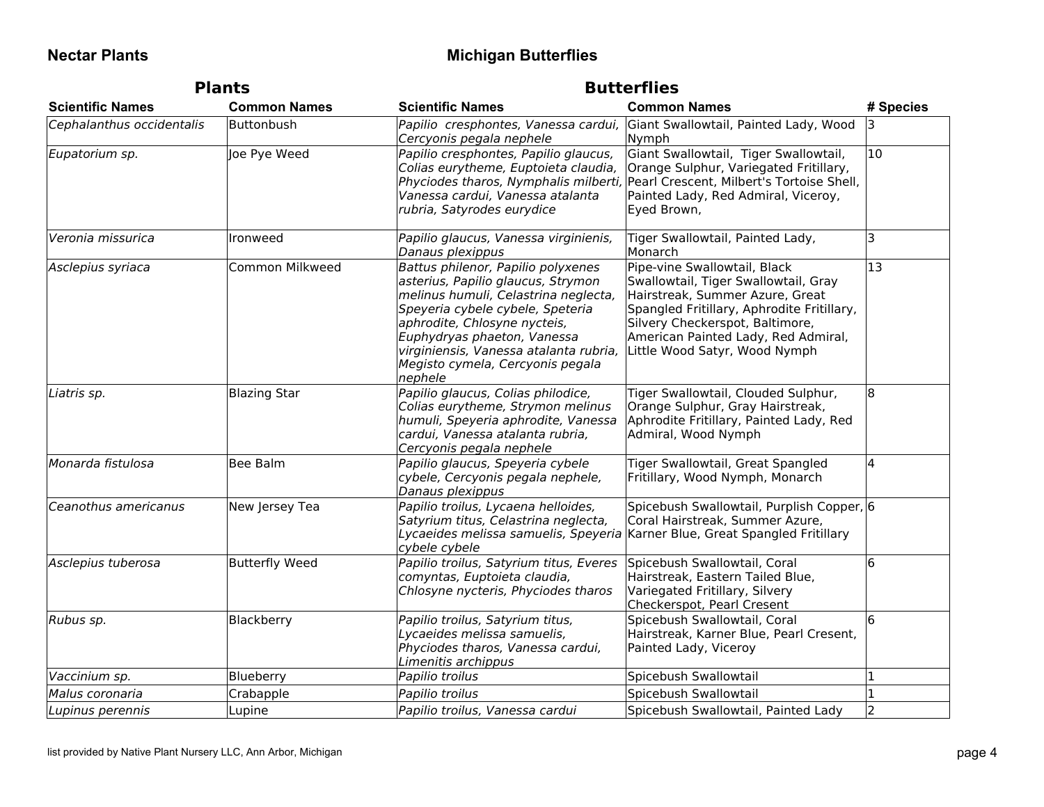**Nectar Plants**

## Michigan Butterflies

| Plants | | Butterflies | | |
|---|---|---|---|---|
| **Scientific Names** | **Common Names** | **Scientific Names** | **Common Names** | **# Species** |
| *Cephalanthus occidentalis* | Buttonbush | *Papilio  cresphontes, Vanessa cardui, Cercyonis pegala nephele* | Giant Swallowtail, Painted Lady, Wood Nymph | 3 |
| *Eupatorium sp.* | Joe Pye Weed | *Papilio cresphontes, Papilio glaucus, Colias eurytheme, Euptoieta claudia, Phyciodes tharos, Nymphalis milberti, Vanessa cardui, Vanessa atalanta rubria, Satyrodes eurydice* | Giant Swallowtail,  Tiger Swallowtail, Orange Sulphur, Variegated Fritillary, Pearl Crescent, Milbert's Tortoise Shell, Painted Lady, Red Admiral, Viceroy, Eyed Brown, | 10 |
| *Veronia missurica* | Ironweed | *Papilio glaucus, Vanessa virginienis, Danaus plexippus* | Tiger Swallowtail, Painted Lady, Monarch | 3 |
| *Asclepius syriaca* | Common Milkweed | *Battus philenor, Papilio polyxenes asterius, Papilio glaucus, Strymon melinus humuli, Celastrina neglecta, Speyeria cybele cybele, Speteria aphrodite, Chlosyne nycteis, Euphydryas phaeton, Vanessa virginiensis, Vanessa atalanta rubria, Megisto cymela, Cercyonis pegala nephele* | Pipe-vine Swallowtail, Black Swallowtail, Tiger Swallowtail, Gray Hairstreak, Summer Azure, Great Spangled Fritillary, Aphrodite Fritillary, Silvery Checkerspot, Baltimore, American Painted Lady, Red Admiral, Little Wood Satyr, Wood Nymph | 13 |
| *Liatris sp.* | Blazing Star | *Papilio glaucus, Colias philodice, Colias eurytheme, Strymon melinus humuli, Speyeria aphrodite, Vanessa cardui, Vanessa atalanta rubria, Cercyonis pegala nephele* | Tiger Swallowtail, Clouded Sulphur, Orange Sulphur, Gray Hairstreak, Aphrodite Fritillary, Painted Lady, Red Admiral, Wood Nymph | 8 |
| *Monarda fistulosa* | Bee Balm | *Papilio glaucus, Speyeria cybele cybele, Cercyonis pegala nephele, Danaus plexippus* | Tiger Swallowtail, Great Spangled Fritillary, Wood Nymph, Monarch | 4 |
| *Ceanothus americanus* | New Jersey Tea | *Papilio troilus, Lycaena helloides, Satyrium titus, Celastrina neglecta, Lycaeides melissa samuelis, Speyeria cybele cybele* | Spicebush Swallowtail, Purplish Copper, Coral Hairstreak, Summer Azure, Karner Blue, Great Spangled Fritillary | 6 |
| *Asclepius tuberosa* | Butterfly Weed | *Papilio troilus, Satyrium titus, Everes comyntas, Euptoieta claudia, Chlosyne nycteris, Phyciodes tharos* | Spicebush Swallowtail, Coral Hairstreak, Eastern Tailed Blue, Variegated Fritillary, Silvery Checkerspot, Pearl Cresent | 6 |
| *Rubus sp.* | Blackberry | *Papilio troilus, Satyrium titus, Lycaeides melissa samuelis, Phyciodes tharos, Vanessa cardui, Limenitis archippus* | Spicebush Swallowtail, Coral Hairstreak, Karner Blue, Pearl Cresent, Painted Lady, Viceroy | 6 |
| *Vaccinium sp.* | Blueberry | *Papilio troilus* | Spicebush Swallowtail | 1 |
| *Malus coronaria* | Crabapple | *Papilio troilus* | Spicebush Swallowtail | 1 |
| *Lupinus perennis* | Lupine | *Papilio troilus, Vanessa cardui* | Spicebush Swallowtail, Painted Lady | 2 |

list provided by Native Plant Nursery LLC, Ann Arbor, Michigan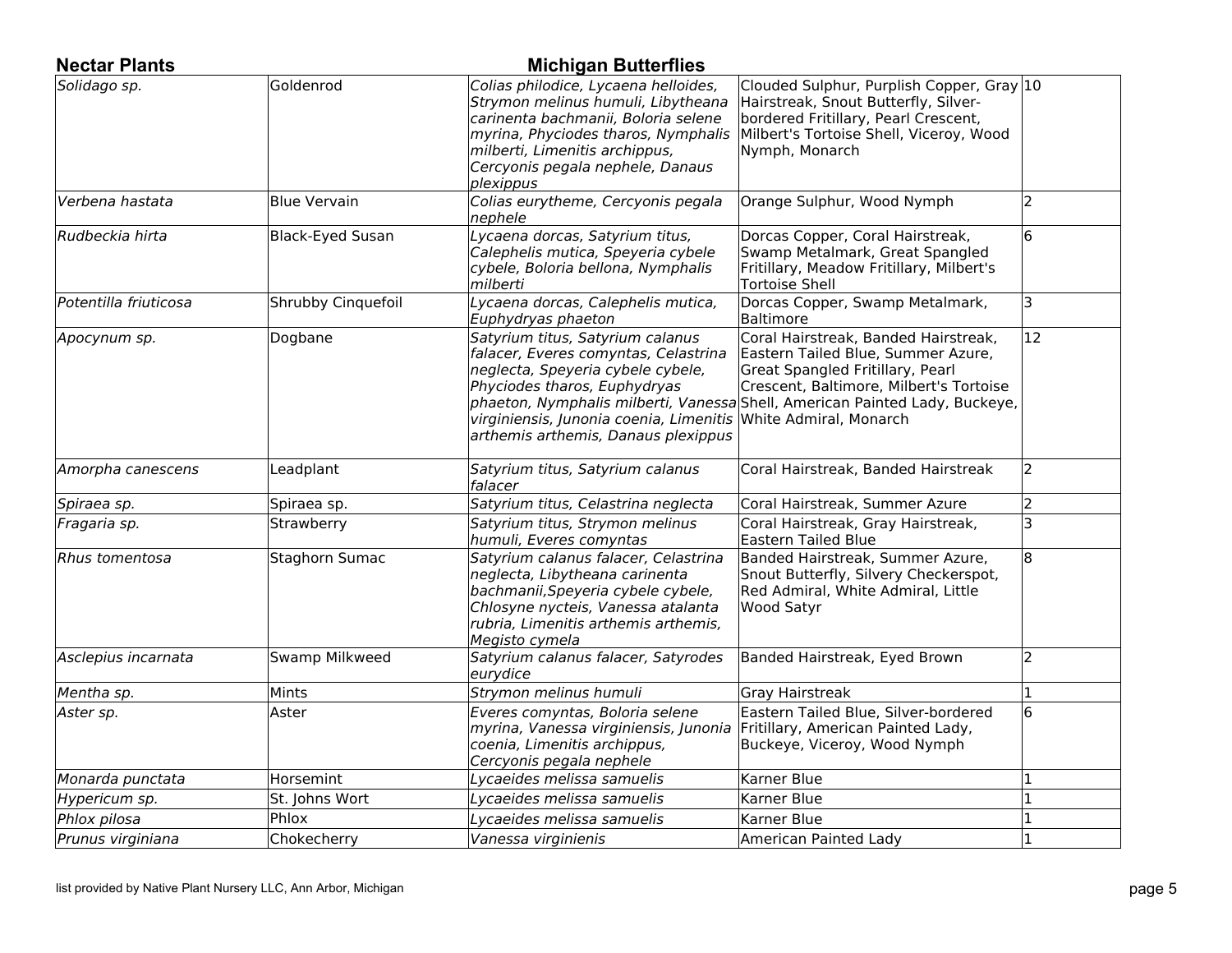| Nectar Plants | | Michigan Butterflies | | |
|---|---|---|---|---|
| *Solidago sp.* | Goldenrod | *Colias philodice, Lycaena helloides, Strymon melinus humuli, Libytheana carinenta bachmanii, Boloria selene myrina, Phyciodes tharos, Nymphalis milberti, Limenitis archippus, Cercyonis pegala nephele, Danaus plexippus* | Clouded Sulphur, Purplish Copper, Gray Hairstreak, Snout Butterfly, Silver-bordered Fritillary, Pearl Crescent, Milbert's Tortoise Shell, Viceroy, Wood Nymph, Monarch | 10 |
| *Verbena hastata* | Blue Vervain | *Colias eurytheme, Cercyonis pegala nephele* | Orange Sulphur, Wood Nymph | 2 |
| *Rudbeckia hirta* | Black-Eyed Susan | *Lycaena dorcas, Satyrium titus, Calephelis mutica, Speyeria cybele cybele, Boloria bellona, Nymphalis milberti* | Dorcas Copper, Coral Hairstreak, Swamp Metalmark, Great Spangled Fritillary, Meadow Fritillary, Milbert's Tortoise Shell | 6 |
| *Potentilla friuticosa* | Shrubby Cinquefoil | *Lycaena dorcas, Calephelis mutica, Euphydryas phaeton* | Dorcas Copper, Swamp Metalmark, Baltimore | 3 |
| *Apocynum sp.* | Dogbane | *Satyrium titus, Satyrium calanus falacer, Everes comyntas, Celastrina neglecta, Speyeria cybele cybele, Phyciodes tharos, Euphydryas phaeton, Nymphalis milberti, Vanessa virginiensis, Junonia coenia, Limenitis arthemis arthemis, Danaus plexippus* | Coral Hairstreak, Banded Hairstreak, Eastern Tailed Blue, Summer Azure, Great Spangled Fritillary, Pearl Crescent, Baltimore, Milbert's Tortoise Shell, American Painted Lady, Buckeye, White Admiral, Monarch | 12 |
| *Amorpha canescens* | Leadplant | *Satyrium titus, Satyrium calanus falacer* | Coral Hairstreak, Banded Hairstreak | 2 |
| *Spiraea sp.* | Spiraea sp. | *Satyrium titus, Celastrina neglecta* | Coral Hairstreak, Summer Azure | 2 |
| *Fragaria sp.* | Strawberry | *Satyrium titus, Strymon melinus humuli, Everes comyntas* | Coral Hairstreak, Gray Hairstreak, Eastern Tailed Blue | 3 |
| *Rhus tomentosa* | Staghorn Sumac | *Satyrium calanus falacer, Celastrina neglecta, Libytheana carinenta bachmanii,Speyeria cybele cybele, Chlosyne nycteis, Vanessa atalanta rubria, Limenitis arthemis arthemis, Megisto cymela* | Banded Hairstreak, Summer Azure, Snout Butterfly, Silvery Checkerspot, Red Admiral, White Admiral, Little Wood Satyr | 8 |
| *Asclepius incarnata* | Swamp Milkweed | *Satyrium calanus falacer, Satyrodes eurydice* | Banded Hairstreak, Eyed Brown | 2 |
| *Mentha sp.* | Mints | *Strymon melinus humuli* | Gray Hairstreak | 1 |
| *Aster sp.* | Aster | *Everes comyntas, Boloria selene myrina, Vanessa virginiensis, Junonia coenia, Limenitis archippus, Cercyonis pegala nephele* | Eastern Tailed Blue, Silver-bordered Fritillary, American Painted Lady, Buckeye, Viceroy, Wood Nymph | 6 |
| *Monarda punctata* | Horsemint | *Lycaeides melissa samuelis* | Karner Blue | 1 |
| *Hypericum sp.* | St. Johns Wort | *Lycaeides melissa samuelis* | Karner Blue | 1 |
| *Phlox pilosa* | Phlox | *Lycaeides melissa samuelis* | Karner Blue | 1 |
| *Prunus virginiana* | Chokecherry | *Vanessa virginienis* | American Painted Lady | 1 |

list provided by Native Plant Nursery LLC, Ann Arbor, Michigan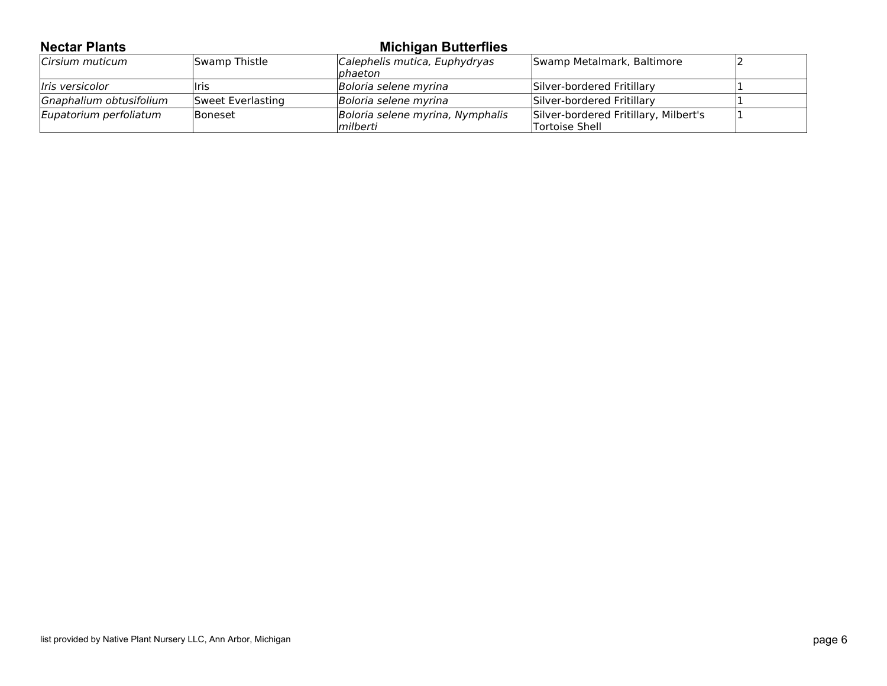**Nectar Plants** **Michigan Butterflies**

| | | | | |
|---|---|---|---|---|
| *Cirsium muticum* | Swamp Thistle | *Calephelis mutica, Euphydryas phaeton* | Swamp Metalmark, Baltimore | 2 |
| *Iris versicolor* | Iris | *Boloria selene myrina* | Silver-bordered Fritillary | 1 |
| *Gnaphalium obtusifolium* | Sweet Everlasting | *Boloria selene myrina* | Silver-bordered Fritillary | 1 |
| *Eupatorium perfoliatum* | Boneset | *Boloria selene myrina, Nymphalis milberti* | Silver-bordered Fritillary, Milbert's Tortoise Shell | 1 |

list provided by Native Plant Nursery LLC, Ann Arbor, Michigan